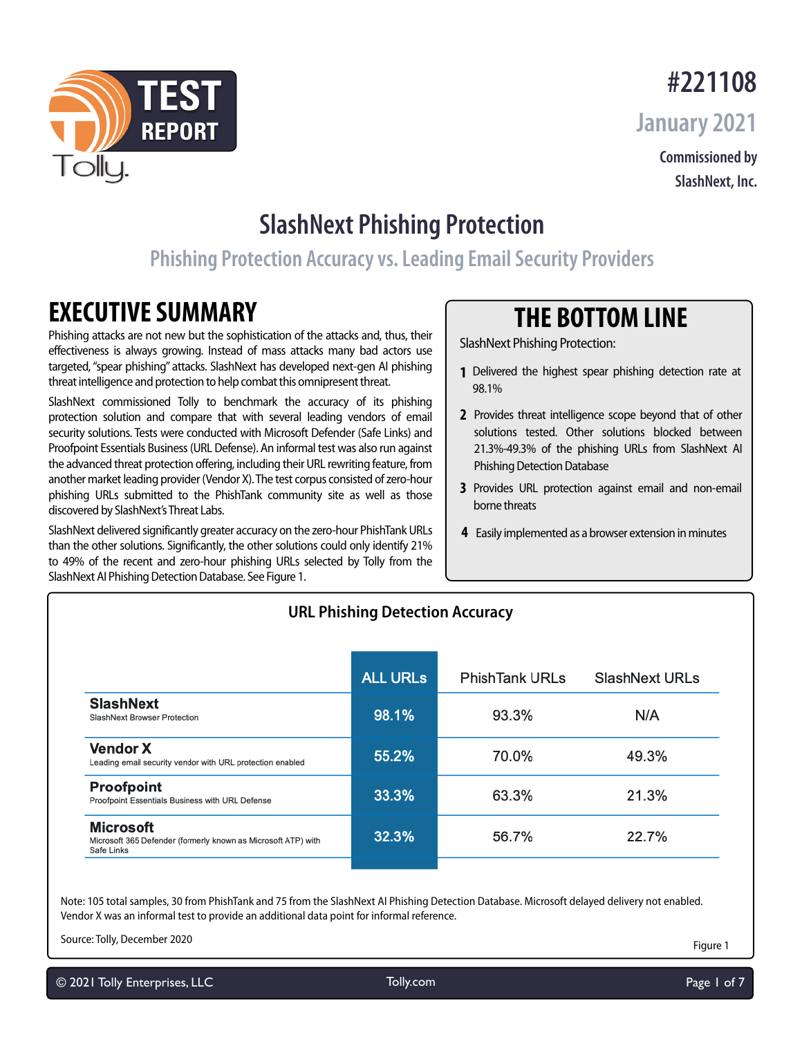#221108

January 2021

Commissioned by
SlashNext, Inc.

# SlashNext Phishing Protection

## Phishing Protection Accuracy vs. Leading Email Security Providers

## EXECUTIVE SUMMARY

Phishing attacks are not new but the sophistication of the attacks and, thus, their effectiveness is always growing. Instead of mass attacks many bad actors use targeted, "spear phishing" attacks. SlashNext has developed next-gen AI phishing threat intelligence and protection to help combat this omnipresent threat.

SlashNext commissioned Tolly to benchmark the accuracy of its phishing protection solution and compare that with several leading vendors of email security solutions. Tests were conducted with Microsoft Defender (Safe Links) and Proofpoint Essentials Business (URL Defense). An informal test was also run against the advanced threat protection offering, including their URL rewriting feature, from another market leading provider (Vendor X). The test corpus consisted of zero-hour phishing URLs submitted to the PhishTank community site as well as those discovered by SlashNext's Threat Labs.

SlashNext delivered significantly greater accuracy on the zero-hour PhishTank URLs than the other solutions. Significantly, the other solutions could only identify 21% to 49% of the recent and zero-hour phishing URLs selected by Tolly from the SlashNext AI Phishing Detection Database. See Figure 1.

## THE BOTTOM LINE

SlashNext Phishing Protection:

1. Delivered the highest spear phishing detection rate at 98.1%
2. Provides threat intelligence scope beyond that of other solutions tested. Other solutions blocked between 21.3%-49.3% of the phishing URLs from SlashNext AI Phishing Detection Database
3. Provides URL protection against email and non-email borne threats
4. Easily implemented as a browser extension in minutes

### URL Phishing Detection Accuracy

| | ALL URLs | PhishTank URLs | SlashNext URLs |
|---|---|---|---|
| **SlashNext** SlashNext Browser Protection | 98.1% | 93.3% | N/A |
| **Vendor X** Leading email security vendor with URL protection enabled | 55.2% | 70.0% | 49.3% |
| **Proofpoint** Proofpoint Essentials Business with URL Defense | 33.3% | 63.3% | 21.3% |
| **Microsoft** Microsoft 365 Defender (formerly known as Microsoft ATP) with Safe Links | 32.3% | 56.7% | 22.7% |

Note: 105 total samples, 30 from PhishTank and 75 from the SlashNext AI Phishing Detection Database. Microsoft delayed delivery not enabled. Vendor X was an informal test to provide an additional data point for informal reference.

Source: Tolly, December 2020

Figure 1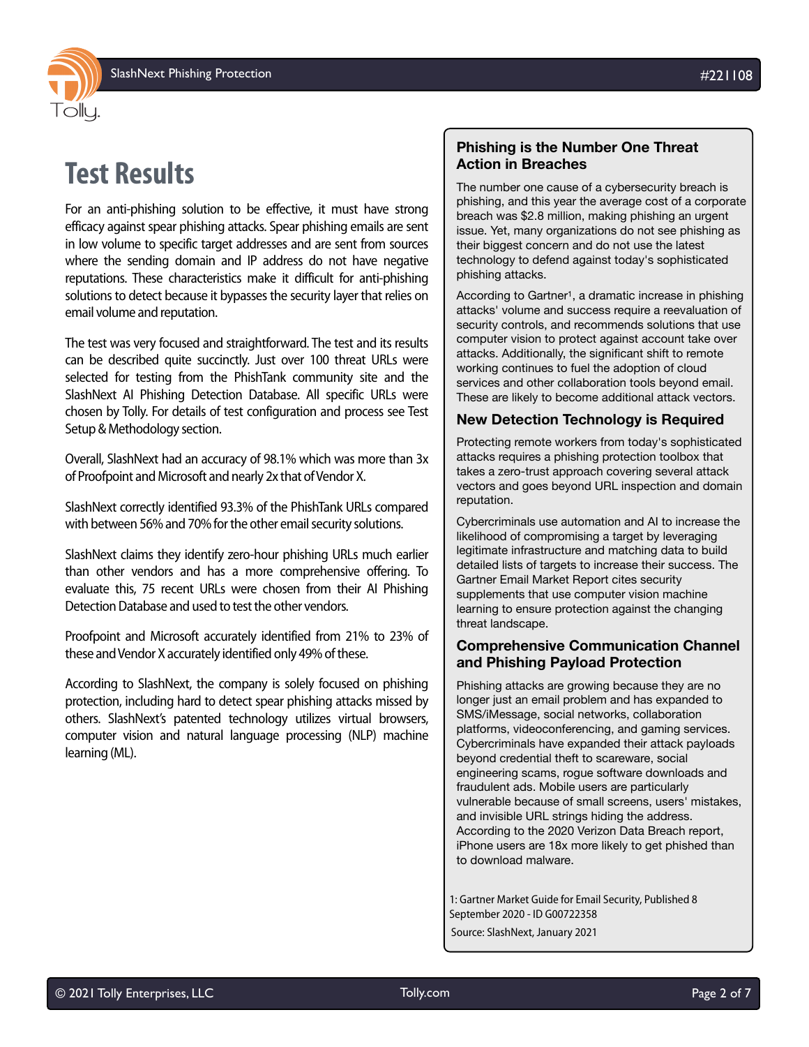# Test Results

For an anti-phishing solution to be effective, it must have strong efficacy against spear phishing attacks. Spear phishing emails are sent in low volume to specific target addresses and are sent from sources where the sending domain and IP address do not have negative reputations. These characteristics make it difficult for anti-phishing solutions to detect because it bypasses the security layer that relies on email volume and reputation.

The test was very focused and straightforward. The test and its results can be described quite succinctly. Just over 100 threat URLs were selected for testing from the PhishTank community site and the SlashNext AI Phishing Detection Database. All specific URLs were chosen by Tolly. For details of test configuration and process see Test Setup & Methodology section.

Overall, SlashNext had an accuracy of 98.1% which was more than 3x of Proofpoint and Microsoft and nearly 2x that of Vendor X.

SlashNext correctly identified 93.3% of the PhishTank URLs compared with between 56% and 70% for the other email security solutions.

SlashNext claims they identify zero-hour phishing URLs much earlier than other vendors and has a more comprehensive offering. To evaluate this, 75 recent URLs were chosen from their AI Phishing Detection Database and used to test the other vendors.

Proofpoint and Microsoft accurately identified from 21% to 23% of these and Vendor X accurately identified only 49% of these.

According to SlashNext, the company is solely focused on phishing protection, including hard to detect spear phishing attacks missed by others. SlashNext's patented technology utilizes virtual browsers, computer vision and natural language processing (NLP) machine learning (ML).

### Phishing is the Number One Threat Action in Breaches

The number one cause of a cybersecurity breach is phishing, and this year the average cost of a corporate breach was $2.8 million, making phishing an urgent issue. Yet, many organizations do not see phishing as their biggest concern and do not use the latest technology to defend against today's sophisticated phishing attacks.

According to Gartner[1], a dramatic increase in phishing attacks' volume and success require a reevaluation of security controls, and recommends solutions that use computer vision to protect against account take over attacks. Additionally, the significant shift to remote working continues to fuel the adoption of cloud services and other collaboration tools beyond email. These are likely to become additional attack vectors.

### New Detection Technology is Required

Protecting remote workers from today's sophisticated attacks requires a phishing protection toolbox that takes a zero-trust approach covering several attack vectors and goes beyond URL inspection and domain reputation.

Cybercriminals use automation and AI to increase the likelihood of compromising a target by leveraging legitimate infrastructure and matching data to build detailed lists of targets to increase their success. The Gartner Email Market Report cites security supplements that use computer vision machine learning to ensure protection against the changing threat landscape.

### Comprehensive Communication Channel and Phishing Payload Protection

Phishing attacks are growing because they are no longer just an email problem and has expanded to SMS/iMessage, social networks, collaboration platforms, videoconferencing, and gaming services. Cybercriminals have expanded their attack payloads beyond credential theft to scareware, social engineering scams, rogue software downloads and fraudulent ads. Mobile users are particularly vulnerable because of small screens, users' mistakes, and invisible URL strings hiding the address. According to the 2020 Verizon Data Breach report, iPhone users are 18x more likely to get phished than to download malware.

1: Gartner Market Guide for Email Security, Published 8 September 2020 - ID G00722358

Source: SlashNext, January 2021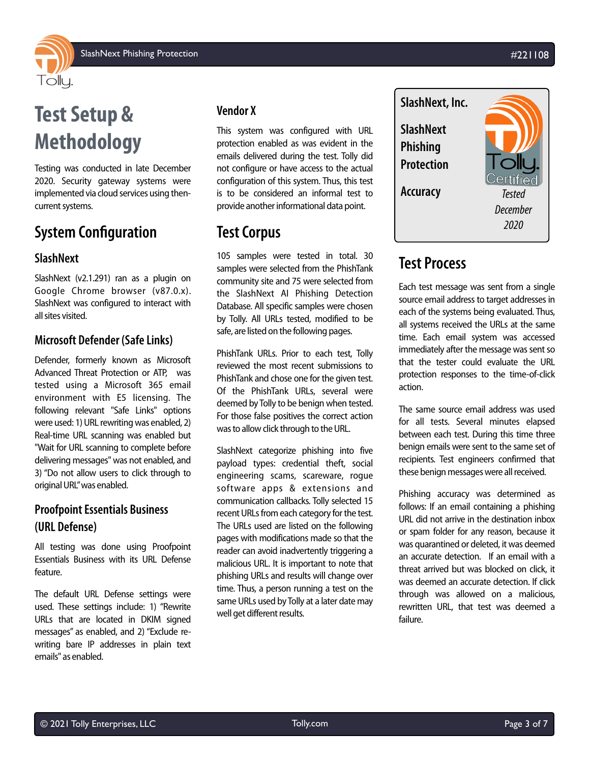# Test Setup & Methodology

Testing was conducted in late December 2020. Security gateway systems were implemented via cloud services using then-current systems.

## System Configuration

### SlashNext

SlashNext (v2.1.291) ran as a plugin on Google Chrome browser (v87.0.x). SlashNext was configured to interact with all sites visited.

### Microsoft Defender (Safe Links)

Defender, formerly known as Microsoft Advanced Threat Protection or ATP, was tested using a Microsoft 365 email environment with E5 licensing. The following relevant "Safe Links" options were used: 1) URL rewriting was enabled, 2) Real-time URL scanning was enabled but "Wait for URL scanning to complete before delivering messages" was not enabled, and 3) "Do not allow users to click through to original URL" was enabled.

### Proofpoint Essentials Business (URL Defense)

All testing was done using Proofpoint Essentials Business with its URL Defense feature.

The default URL Defense settings were used. These settings include: 1) "Rewrite URLs that are located in DKIM signed messages" as enabled, and 2) "Exclude re-writing bare IP addresses in plain text emails" as enabled.

### Vendor X

This system was configured with URL protection enabled as was evident in the emails delivered during the test. Tolly did not configure or have access to the actual configuration of this system. Thus, this test is to be considered an informal test to provide another informational data point.

## Test Corpus

105 samples were tested in total. 30 samples were selected from the PhishTank community site and 75 were selected from the SlashNext AI Phishing Detection Database. All specific samples were chosen by Tolly. All URLs tested, modified to be safe, are listed on the following pages.

PhishTank URLs. Prior to each test, Tolly reviewed the most recent submissions to PhishTank and chose one for the given test. Of the PhishTank URLs, several were deemed by Tolly to be benign when tested. For those false positives the correct action was to allow click through to the URL.

SlashNext categorize phishing into five payload types: credential theft, social engineering scams, scareware, rogue software apps & extensions and communication callbacks. Tolly selected 15 recent URLs from each category for the test. The URLs used are listed on the following pages with modifications made so that the reader can avoid inadvertently triggering a malicious URL. It is important to note that phishing URLs and results will change over time. Thus, a person running a test on the same URLs used by Tolly at a later date may well get different results.

**SlashNext, Inc.**

**SlashNext Phishing Protection**

**Accuracy**

Tolly Certified

*Tested December 2020*

## Test Process

Each test message was sent from a single source email address to target addresses in each of the systems being evaluated. Thus, all systems received the URLs at the same time. Each email system was accessed immediately after the message was sent so that the tester could evaluate the URL protection responses to the time-of-click action.

The same source email address was used for all tests. Several minutes elapsed between each test. During this time three benign emails were sent to the same set of recipients. Test engineers confirmed that these benign messages were all received.

Phishing accuracy was determined as follows: If an email containing a phishing URL did not arrive in the destination inbox or spam folder for any reason, because it was quarantined or deleted, it was deemed an accurate detection. If an email with a threat arrived but was blocked on click, it was deemed an accurate detection. If click through was allowed on a malicious, rewritten URL, that test was deemed a failure.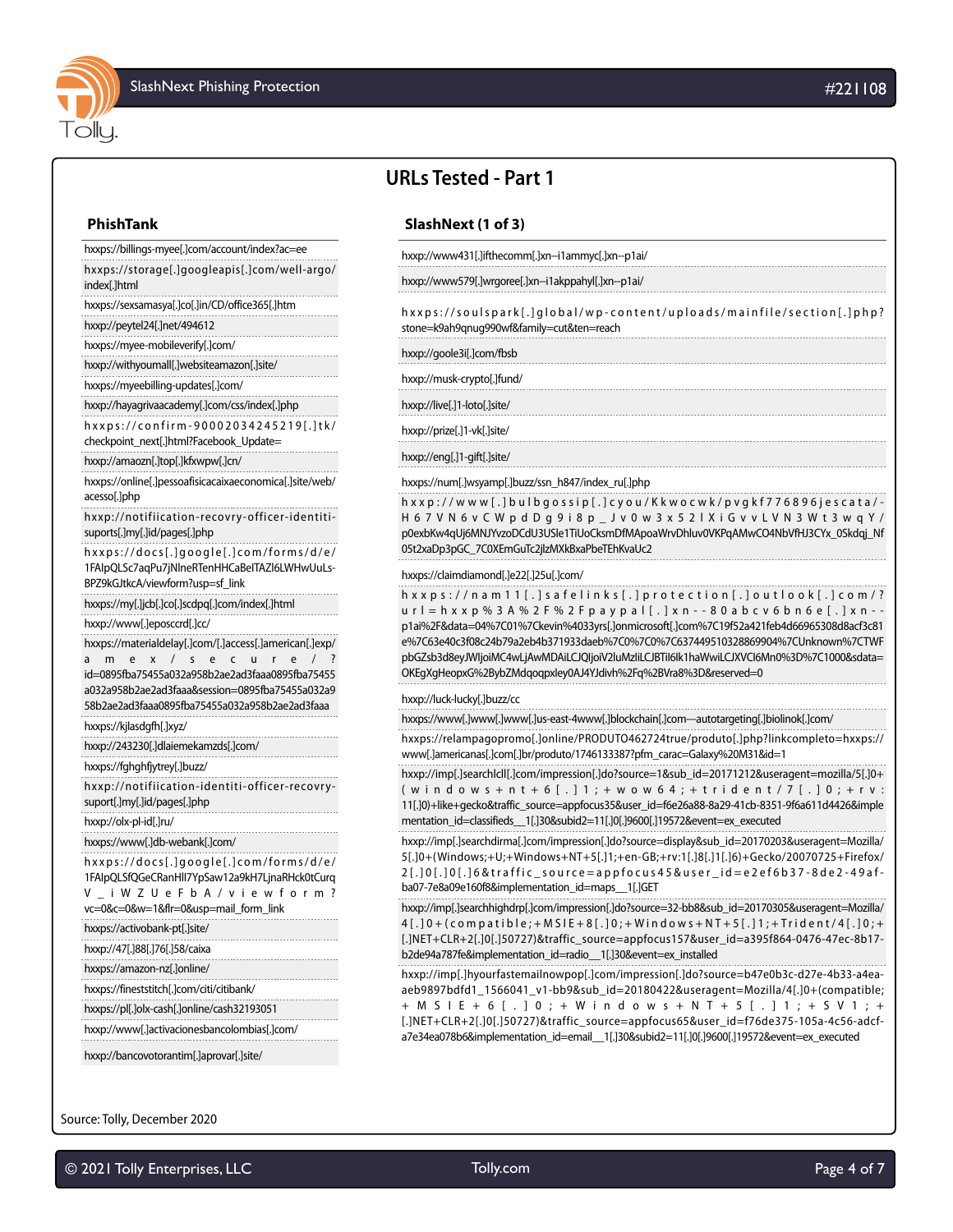# URLs Tested - Part 1

## PhishTank

- hxxps://billings-myee[.]com/account/index?ac=ee
- hxxps://storage[.]googleapis[.]com/well-argo/index[.]html
- hxxps://sexsamasya[.]co[.]in/CD/office365[.]htm
- hxxp://peytel24[.]net/494612
- hxxps://myee-mobileverify[.]com/
- hxxp://withyoumall[.]websiteamazon[.]site/
- hxxps://myeebilling-updates[.]com/
- hxxp://hayagrivaacademy[.]com/css/index[.]php
- hxxps://confirm-90002034245219[.]tk/checkpoint_next[.]html?Facebook_Update=
- hxxp://amaozn[.]top[.]kfxwpw[.]cn/
- hxxps://online[.]pessoafisicacaixaeconomica[.]site/web/acesso[.]php
- hxxp://notifiication-recovry-officer-identiti-suports[.]my[.]id/pages[.]php
- hxxps://docs[.]google[.]com/forms/d/e/1FAIpQLSc7aqPu7jNlneRTenHHCaBeITAZl6LWHwUuLs-BPZ9kGJtkcA/viewform?usp=sf_link
- hxxps://my[.]jcb[.]co[.]scdpq[.]com/index[.]html
- hxxp://www[.]eposccrd[.]cc/
- hxxps://materialdelay[.]com/[.]access[.]american[.]exp/amex/secure/?id=0895fba75455a032a958b2ae2ad3faaa0895fba75455a032a958b2ae2ad3faaa&session=0895fba75455a032a958b2ae2ad3faaa0895fba75455a032a958b2ae2ad3faaa
- hxxps://kjlasdgfh[.]xyz/
- hxxp://243230[.]dlaiemekamzds[.]com/
- hxxps://fghghfjytrey[.]buzz/
- hxxp://notifiication-identiti-officer-recovry-suport[.]my[.]id/pages[.]php
- hxxp://olx-pl-id[.]ru/
- hxxps://www[.]db-webank[.]com/
- hxxps://docs[.]google[.]com/forms/d/e/1FAIpQLSfQGeCRanHll7YpSaw12a9kH7LjnaRHck0tCurqV_iWZUeFbA/viewform?vc=0&c=0&w=1&flr=0&usp=mail_form_link
- hxxps://activobank-pt[.]site/
- hxxp://47[.]88[.]76[.]58/caixa
- hxxps://amazon-nz[.]online/
- hxxps://fineststitch[.]com/citi/citibank/
- hxxps://pl[.]olx-cash[.]online/cash32193051
- hxxp://www[.]activacionesbancolombias[.]com/
- hxxp://bancovotorantim[.]aprovar[.]site/

## SlashNext (1 of 3)

- hxxp://www431[.]jifthecomm[.]xn--i1ammyc[.]xn--p1ai/
- hxxp://www579[.]wrgoree[.]xn--i1akppahyl[.]xn--p1ai/
- hxxps://soulspark[.]global/wp-content/uploads/mainfile/section[.]php?stone=k9ah9qnug990wf&family=cut&ten=reach
- hxxp://goole3i[.]com/fbsb
- hxxp://musk-crypto[.]fund/
- hxxp://live[.]1-loto[.]site/
- hxxp://prize[.]1-vk[.]site/
- hxxp://eng[.]1-gift[.]site/
- hxxps://num[.]wsyamp[.]buzz/ssn_h847/index_ru[.]php
- hxxp://www[.]bulbgossip[.]cyou/Kkwocwk/pvgkf776896jescata/-H67VN6vCWpdDg9i8p_Jv0w3x52IXiGvvLVN3Wt3wqY/p0exbKw4qUj6MNJYvzoDCdU3USle1TiUoCksmDfMApoaWrvDhluv0VKPqAMwCO4NbVfHJ3CYx_0Skdqj_Nf05t2xaDp3pGC_7C0XEmGuTc2jlzMXkBxaPbeTEhKvaUc2
- hxxps://claimdiamond[.]e22[.]25u[.]com/
- hxxps://nam11[.]safelinks[.]protection[.]outlook[.]com/?url=hxxp%3A%2F%2Fpaypal[.]xn--80abcv6bn6e[.]xn--p1ai%2F&data=04%7C01%7Ckevin%4033yrs[.]onmicrosoft[.]com%7C19f52a421feb4d66965308d8acf3c81e%7C63e40c3f08c24b79a2eb4b371933daeb%7C0%7C0%7C637449510328869904%7CUnknown%7CTWFpbGZsb3d8eyJWIjoiMC4wLjAwMDAiLCJQIjoiV2luMzIiLCJBTiI6Ik1haWwiLCJXVCI6Mn0%3D%7C1000&sdata=OKEgXgHeopxG%2BybZMdqoqpxley0AJ4YJdivh%2Fq%2BVra8%3D&reserved=0
- hxxp://luck-lucky[.]buzz/cc
- hxxps://www[.]www[.]www[.]us-east-4www[.]blockchain[.]com---autotargeting[.]biolinok[.]com/
- hxxps://relampagopromo[.]online/PRODUTO462724true/produto[.]php?linkcompleto=hxxps://www[.]americanas[.]com[.]br/produto/1746133387?pfm_carac=Galaxy%20M31&id=1
- hxxp://imp[.]searchlcll[.]com/impression[.]do?source=1&sub_id=20171212&useragent=mozilla/5[.]0+(windows+nt+6[.]1;+wow64;+trident/7[.]0;+rv:11[.]0)+like+gecko&traffic_source=appfocus35&user_id=f6e26a88-8a29-41cb-8351-9f6a611d4426&implementation_id=classifieds__1[.]30&subid2=11[.]0[.]9600[.]19572&event=ex_executed
- hxxp://imp[.]searchdirma[.]com/impression[.]do?source=display&sub_id=20170203&useragent=Mozilla/5[.]0+(Windows;+U;+Windows+NT+5[.]1;+en-GB;+rv:1[.]8[.]1[.]6)+Gecko/20070725+Firefox/2[.]0[.]0[.]6&traffic_source=appfocus45&user_id=e2ef6b37-8de2-49af-ba07-7e8a09e160f8&implementation_id=maps__1[.]GET
- hxxp://imp[.]searchhighdrp[.]com/impression[.]do?source=32-bb8&sub_id=20170305&useragent=Mozilla/4[.]0+(compatible;+MSIE+8[.]0;+Windows+NT+5[.]1;+Trident/4[.]0;+[.]NET+CLR+2[.]0[.]50727)&traffic_source=appfocus157&user_id=a395f864-0476-47ec-8b17-b2de94a787fe&implementation_id=radio__1[.]30&event=ex_installed
- hxxp://imp[.]hyourfastemailnowpop[.]com/impression[.]do?source=b47e0b3c-d27e-4b33-a4ea-aeb9897bdfd1_1566041_v1-bb9&sub_id=20180422&useragent=Mozilla/4[.]0+(compatible;+MSIE+6[.]0;+Windows+NT+5[.]1;+SV1;+[.]NET+CLR+2[.]0[.]50727)&traffic_source=appfocus65&user_id=f76de375-105a-4c56-adcf-a7e34ea078b6&implementation_id=email__1[.]30&subid2=11[.]0[.]9600[.]19572&event=ex_executed

Source: Tolly, December 2020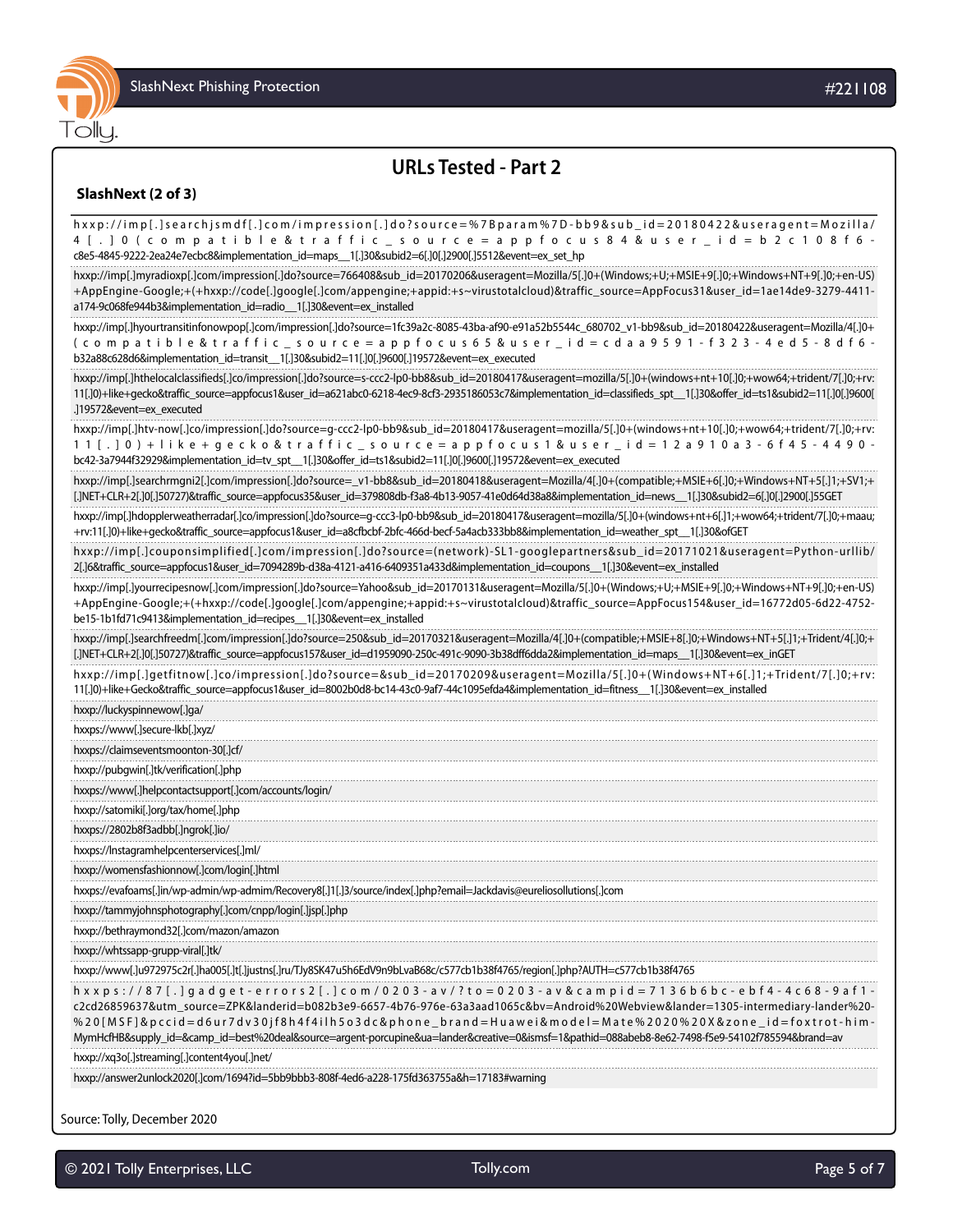## URLs Tested - Part 2

**SlashNext (2 of 3)**

hxxp://imp[.]searchjsmdf[.]com/impression[.]do?source=%7Bparam%7D-bb9&sub_id=20180422&useragent=Mozilla/4[.]0(compatible&traffic_source=appfocus84&user_id=b2c108f6-c8e5-4845-9222-2ea24e7ecbc8&implementation_id=maps__1[.]30&subid2=6[.]0[.]2900[.]5512&event=ex_set_hp

hxxp://imp[.]myradioxp[.]com/impression[.]do?source=766408&sub_id=20170206&useragent=Mozilla/5[.]0+(Windows;+U;+MSIE+9[.]0;+Windows+NT+9[.]0;+en-US)+AppEngine-Google;+(+hxxp://code[.]google[.]com/appengine;+appid:+s~virustotalcloud)&traffic_source=AppFocus31&user_id=1ae14de9-3279-4411-a174-9c068fe944b3&implementation_id=radio__1[.]30&event=ex_installed

hxxp://imp[.]hyourtransitinfonowpop[.]com/impression[.]do?source=1fc39a2c-8085-43ba-af90-e91a52b5544c_680702_v1-bb9&sub_id=20180422&useragent=Mozilla/4[.]0+(compatible&traffic_source=appfocus65&user_id=cdaa9591-f323-4ed5-8df6-b32a88c628d6&implementation_id=transit__1[.]30&subid2=11[.]0[.]9600[.]19572&event=ex_executed

hxxp://imp[.]hthelocalclassifieds[.]co/impression[.]do?source=s-ccc2-lp0-bb8&sub_id=20180417&useragent=mozilla/5[.]0+(windows+nt+10[.]0;+wow64;+trident/7[.]0;+rv:11[.]0)+like+gecko&traffic_source=appfocus1&user_id=a621abc0-6218-4ec9-8cf3-2935186053c7&implementation_id=classifieds_spt__1[.]30&offer_id=ts1&subid2=11[.]0[.]9600[.]19572&event=ex_executed

hxxp://imp[.]htv-now[.]co/impression[.]do?source=g-ccc2-lp0-bb9&sub_id=20180417&useragent=mozilla/5[.]0+(windows+nt+10[.]0;+wow64;+trident/7[.]0;+rv:11[.]0)+like+gecko&traffic_source=appfocus1&user_id=12a910a3-6f45-4490-bc42-3a7944f32929&implementation_id=tv_spt__1[.]30&offer_id=ts1&subid2=11[.]0[.]9600[.]19572&event=ex_executed

hxxp://imp[.]searchrmgni2[.]com/impression[.]do?source=_v1-bb8&sub_id=20180418&useragent=Mozilla/4[.]0+(compatible;+MSIE+6[.]0;+Windows+NT+5[.]1;+SV1;+[.]NET+CLR+2[.]0[.]50727)&traffic_source=appfocus35&user_id=379808db-f3a8-4b13-9057-41e0d64d38a8&implementation_id=news__1[.]30&subid2=6[.]0[.]2900[.]55GET

hxxp://imp[.]hdopplerweatherradar[.]co/impression[.]do?source=g-ccc3-lp0-bb9&sub_id=20180417&useragent=mozilla/5[.]0+(windows+nt+6[.]1;+wow64;+trident/7[.]0;+maau;+rv:11[.]0)+like+gecko&traffic_source=appfocus1&user_id=a8cfbcbf-2bfc-466d-becf-5a4acb333bb8&implementation_id=weather_spt__1[.]30&ofGET

hxxp://imp[.]couponsimplified[.]com/impression[.]do?source=(network)-SL1-googlepartners&sub_id=20171021&useragent=Python-urllib/2[.]6&traffic_source=appfocus1&user_id=7094289b-d38a-4121-a416-6409351a433d&implementation_id=coupons__1[.]30&event=ex_installed

hxxp://imp[.]yourrecipesnow[.]com/impression[.]do?source=Yahoo&sub_id=20170131&useragent=Mozilla/5[.]0+(Windows;+U;+MSIE+9[.]0;+Windows+NT+9[.]0;+en-US)+AppEngine-Google;+(+hxxp://code[.]google[.]com/appengine;+appid:+s~virustotalcloud)&traffic_source=AppFocus154&user_id=16772d05-6d22-4752-be15-1b1fd71c9413&implementation_id=recipes__1[.]30&event=ex_installed

hxxp://imp[.]searchfreedm[.]com/impression[.]do?source=250&sub_id=20170321&useragent=Mozilla/4[.]0+(compatible;+MSIE+8[.]0;+Windows+NT+5[.]1;+Trident/4[.]0;+[.]NET+CLR+2[.]0[.]50727)&traffic_source=appfocus157&user_id=d1959090-250c-491c-9090-3b38dff6dda2&implementation_id=maps__1[.]30&event=ex_inGET

hxxp://imp[.]getfitnow[.]co/impression[.]do?source=&sub_id=20170209&useragent=Mozilla/5[.]0+(Windows+NT+6[.]1;+Trident/7[.]0;+rv:11[.]0)+like+Gecko&traffic_source=appfocus1&user_id=8002b0d8-bc14-43c0-9af7-44c1095efda4&implementation_id=fitness__1[.]30&event=ex_installed

hxxp://luckyspinnewow[.]ga/

hxxps://www[.]secure-lkb[.]xyz/

hxxps://claimseventsmoonton-30[.]cf/

hxxp://pubgwin[.]tk/verification[.]php

hxxps://www[.]helpcontactsupport[.]com/accounts/login/

hxxp://satomiki[.]org/tax/home[.]php

hxxps://2802b8f3adbb[.]ngrok[.]io/

hxxps://Instagramhelpcenterservices[.]ml/

hxxp://womensfashionnow[.]com/login[.]html

hxxps://evafoams[.]in/wp-admin/wp-admim/Recovery8[.]1[.]3/source/index[.]php?email=Jackdavis@eureliosollutions[.]com

hxxp://tammyjohnsphotography[.]com/cnpp/login[.]jsp[.]php

hxxp://bethraymond32[.]com/mazon/amazon

hxxp://whtssapp-grupp-viral[.]tk/

hxxp://www[.]u972975c2r[.]ha005[.]t[.]justns[.]ru/TJy8SK47u5h6EdV9n9bLvaB68c/c577cb1b38f4765/region[.]php?AUTH=c577cb1b38f4765

hxxps://87[.]gadget-errors2[.]com/0203-av/?to=0203-av&campid=7136b6bc-ebf4-4c68-9af1-c2cd26859637&utm_source=ZPK&landerid=b082b3e9-6657-4b76-976e-63a3aad1065c&bv=Android%20Webview&lander=1305-intermediary-lander%20-%20[MSF]&pccid=d6ur7dv30jf8h4f4ilh5o3dc&phone_brand=Huawei&model=Mate%2020%20X&zone_id=foxtrot-him-MymHcfHB&supply_id=&camp_id=best%20deal&source=argent-porcupine&ua=lander&creative=0&ismsf=1&pathid=088abeb8-8e62-7498-f5e9-54102f785594&brand=av

hxxp://xq3o[.]streaming[.]content4you[.]net/

hxxp://answer2unlock2020[.]com/1694?id=5bb9bbb3-808f-4ed6-a228-175fd363755a&h=17183#warning

Source: Tolly, December 2020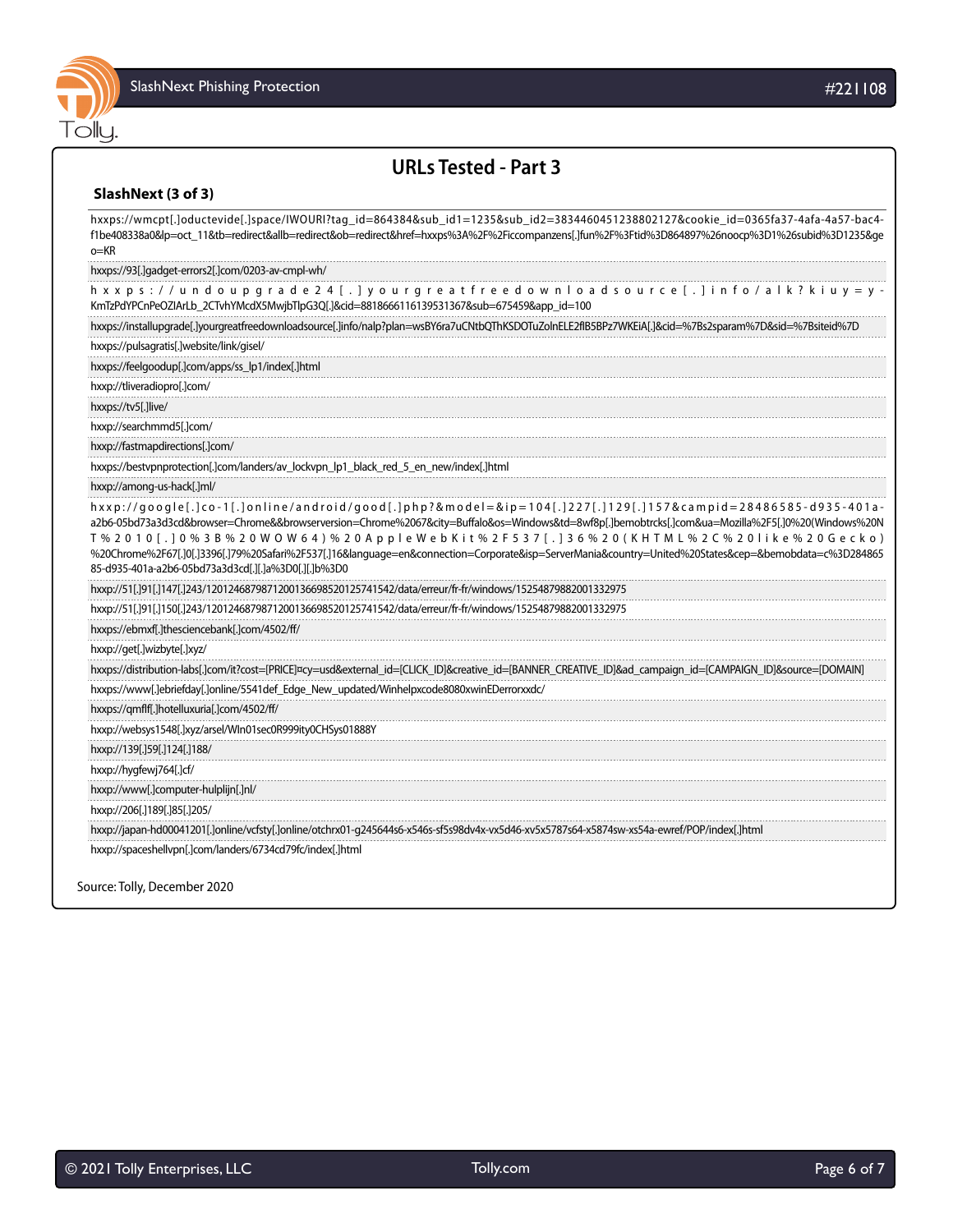## URLs Tested - Part 3

### SlashNext (3 of 3)

hxxps://wmcpt[.]oductevide[.]space/IWOURI?tag_id=864384&sub_id1=1235&sub_id2=3834460451238802127&cookie_id=0365fa37-4afa-4a57-bac4-f1be408338a0&lp=oct_11&tb=redirect&allb=redirect&ob=redirect&href=hxxps%3A%2F%2Ficcompanzens[.]fun%2F%3Ftid%3D864897%26noocp%3D1%26subid%3D1235&geo=KR

hxxps://93[.]gadget-errors2[.]com/0203-av-cmpl-wh/

hxxps://undoupgrade24[.]yourgreatfreedownloadsource[.]info/alk?kiuy=y-KmTzPdYPCnPeOZIArLb_2CTvhYMcdX5MwjbTlpG3Q[.]&cid=8818666116139531367&sub=675459&app_id=100

hxxps://installupgrade[.]yourgreatfreedownloadsource[.]info/nalp?plan=wsBY6ra7uCNtbQThKSDOTuZolnELE2flB5BPz7WKEiA[.]&cid=%7Bs2sparam%7D&sid=%7Bsiteid%7D

hxxps://pulsagratis[.]website/link/gisel/

hxxps://feelgoodup[.]com/apps/ss_lp1/index[.]html

hxxp://tliveradiopro[.]com/

hxxps://tv5[.]live/

hxxp://searchmmd5[.]com/

hxxp://fastmapdirections[.]com/

hxxps://bestvpnprotection[.]com/landers/av_lockvpn_lp1_black_red_5_en_new/index[.]html

hxxp://among-us-hack[.]ml/

hxxp://google[.]co-1[.]online/android/good[.]php?&model=&ip=104[.]227[.]129[.]157&campid=28486585-d935-401a-a2b6-05bd73a3d3cd&browser=Chrome&&browserversion=Chrome%2067&city=Buffalo&os=Windows&td=8wf8p[.]bemobtrcks[.]com&ua=Mozilla%2F5[.]0%20(Windows%20NT%2010[.]0%3B%20WOW64)%20AppleWebKit%2F537[.]36%20(KHTML%2C%20like%20Gecko)%20Chrome%2F67[.]0[.]3396[.]79%20Safari%2F537[.]16&language=en&connection=Corporate&isp=ServerMania&country=United%20States&cep=&bemobdata=c%3D28486585-d935-401a-a2b6-05bd73a3d3cd[.][.]a%3D0[.][.]b%3D0

hxxp://51[.]91[.]147[.]243/12012468798712001366985201257415 42/data/erreur/fr-fr/windows/15254879882001332975

hxxp://51[.]91[.]150[.]243/120124687987120013669852012574154 2/data/erreur/fr-fr/windows/15254879882001332975

hxxps://ebmxf[.]thesciencebank[.]com/4502/ff/

hxxp://get[.]wizbyte[.]xyz/

hxxps://distribution-labs[.]com/it?cost=[PRICE]¤cy=usd&external_id=[CLICK_ID]&creative_id=[BANNER_CREATIVE_ID]&ad_campaign_id=[CAMPAIGN_ID]&source=[DOMAIN]

hxxps://www[.]ebriefday[.]online/5541def_Edge_New_updated/Winhelpxcode8080xwinEDerrorxxdc/

hxxps://qmflf[.]hotelluxuria[.]com/4502/ff/

hxxp://websys1548[.]xyz/arsel/WIn01sec0R999ity0CHSys01888Y

hxxp://139[.]59[.]124[.]188/

hxxp://hygfewj764[.]cf/

hxxp://www[.]computer-hulplijn[.]nl/

hxxp://206[.]189[.]85[.]205/

hxxp://japan-hd00041201[.]online/vcfsty[.]online/otchrx01-g245644s6-x546s-sf5s98dv4x-vx5d46-xv5x5787s64-x5874sw-xs54a-ewref/POP/index[.]html

hxxp://spaceshellvpn[.]com/landers/6734cd79fc/index[.]html

Source: Tolly, December 2020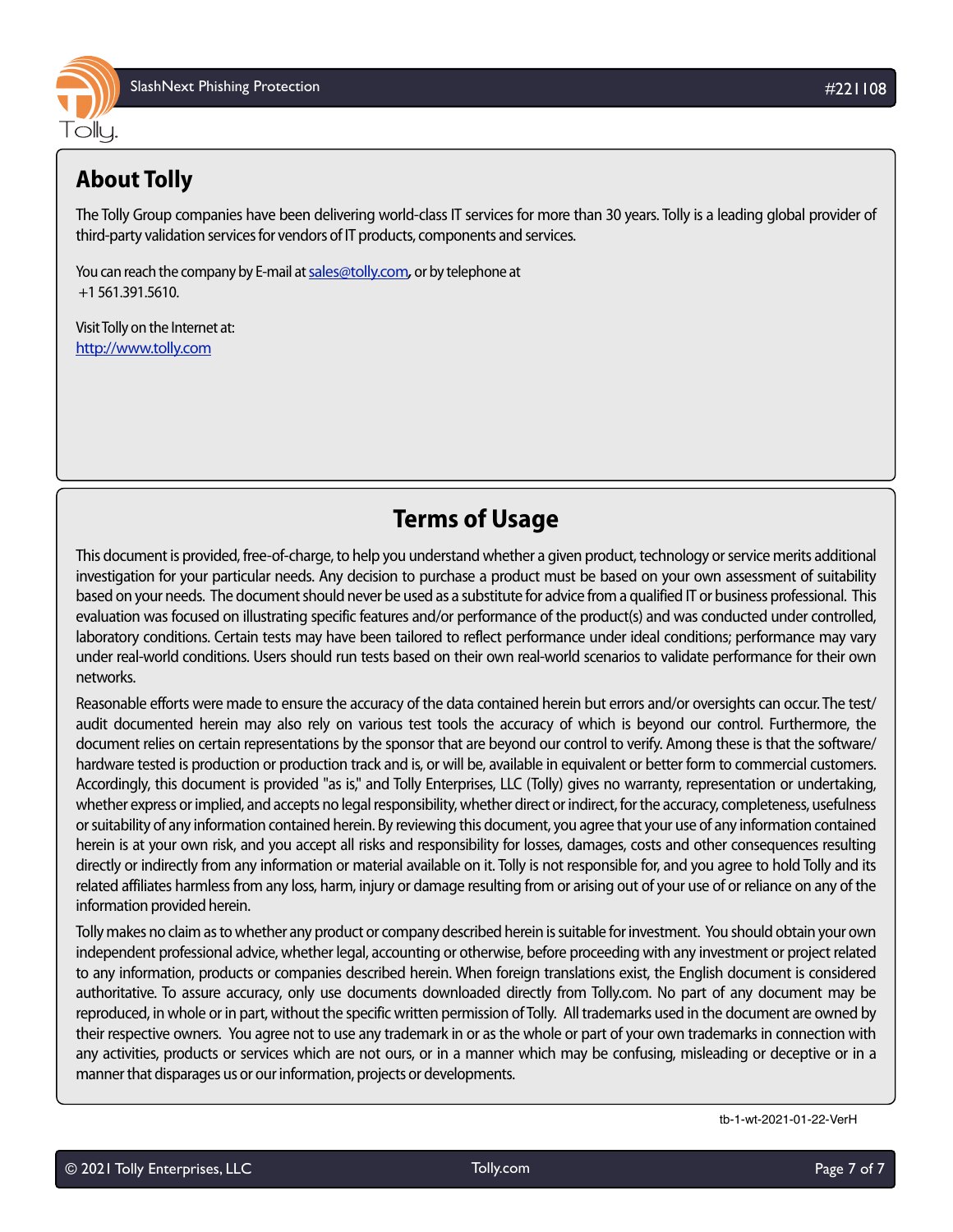## About Tolly

The Tolly Group companies have been delivering world-class IT services for more than 30 years. Tolly is a leading global provider of third-party validation services for vendors of IT products, components and services.

You can reach the company by E-mail at sales@tolly.com, or by telephone at +1 561.391.5610.

Visit Tolly on the Internet at:
http://www.tolly.com

## Terms of Usage

This document is provided, free-of-charge, to help you understand whether a given product, technology or service merits additional investigation for your particular needs. Any decision to purchase a product must be based on your own assessment of suitability based on your needs. The document should never be used as a substitute for advice from a qualified IT or business professional. This evaluation was focused on illustrating specific features and/or performance of the product(s) and was conducted under controlled, laboratory conditions. Certain tests may have been tailored to reflect performance under ideal conditions; performance may vary under real-world conditions. Users should run tests based on their own real-world scenarios to validate performance for their own networks.

Reasonable efforts were made to ensure the accuracy of the data contained herein but errors and/or oversights can occur. The test/audit documented herein may also rely on various test tools the accuracy of which is beyond our control. Furthermore, the document relies on certain representations by the sponsor that are beyond our control to verify. Among these is that the software/hardware tested is production or production track and is, or will be, available in equivalent or better form to commercial customers. Accordingly, this document is provided "as is," and Tolly Enterprises, LLC (Tolly) gives no warranty, representation or undertaking, whether express or implied, and accepts no legal responsibility, whether direct or indirect, for the accuracy, completeness, usefulness or suitability of any information contained herein. By reviewing this document, you agree that your use of any information contained herein is at your own risk, and you accept all risks and responsibility for losses, damages, costs and other consequences resulting directly or indirectly from any information or material available on it. Tolly is not responsible for, and you agree to hold Tolly and its related affiliates harmless from any loss, harm, injury or damage resulting from or arising out of your use of or reliance on any of the information provided herein.

Tolly makes no claim as to whether any product or company described herein is suitable for investment. You should obtain your own independent professional advice, whether legal, accounting or otherwise, before proceeding with any investment or project related to any information, products or companies described herein. When foreign translations exist, the English document is considered authoritative. To assure accuracy, only use documents downloaded directly from Tolly.com. No part of any document may be reproduced, in whole or in part, without the specific written permission of Tolly. All trademarks used in the document are owned by their respective owners. You agree not to use any trademark in or as the whole or part of your own trademarks in connection with any activities, products or services which are not ours, or in a manner which may be confusing, misleading or deceptive or in a manner that disparages us or our information, projects or developments.

tb-1-wt-2021-01-22-VerH